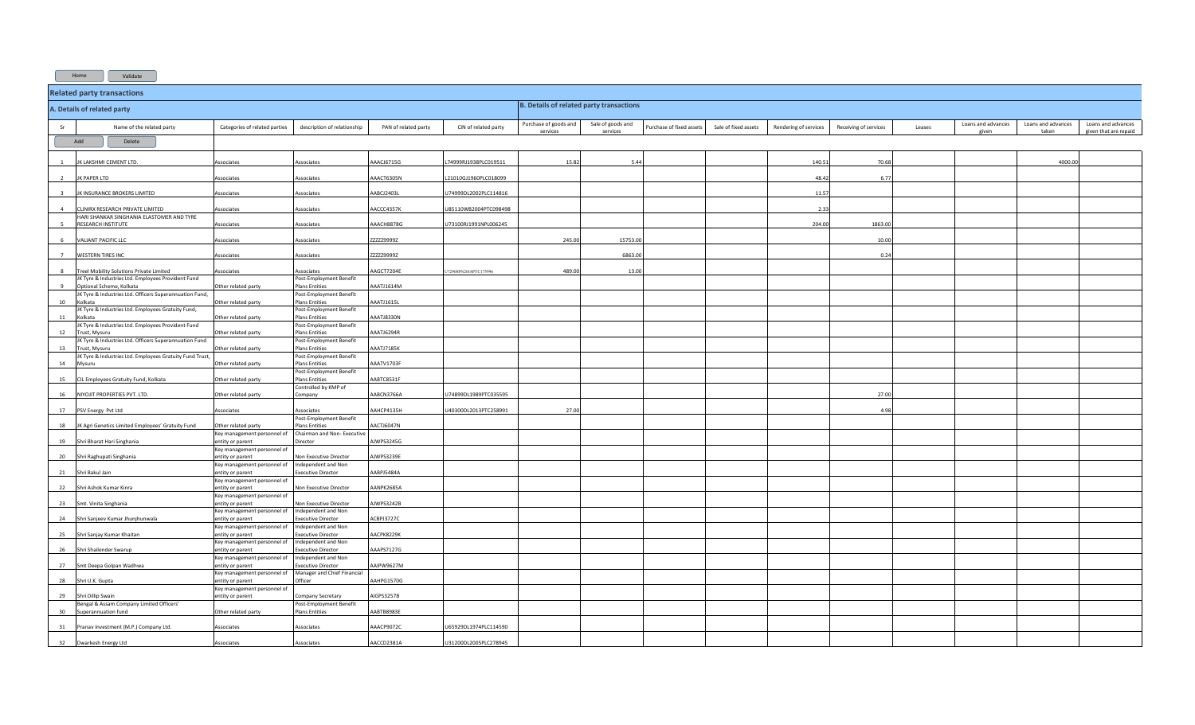## Related party transactions

| A. Details of related party | | | | | | B. Details of related party transactions | | | | | | | | | |
|---|---|---|---|---|---|---|---|---|---|---|---|---|---|---|---|
| Sr | Name of the related party | Categories of related parties | description of relationship | PAN of related party | CIN of related party | Purchase of goods and services | Sale of goods and services | Purchase of fixed assets | Sale of fixed assets | Rendering of services | Receiving of services | Leases | Loans and advances given | Loans and advances taken | Loans and advances given that are repaid |
| 1 | JK LAKSHMI CEMENT LTD. | Associates | Associates | AAACJ6715G | L74999RJ1938PLC019511 | 15.82 | 5.44 | | | 140.51 | 70.68 | | | 4000.00 | |
| 2 | JK PAPER LTD | Associates | Associates | AAACT6305N | L21010GJ1960PLC018099 | | | | | 48.42 | 6.77 | | | | |
| 3 | JK INSURANCE BROKERS LIMITED | Associates | Associates | AABCJ2403L | U74999DL2002PLC114816 | | | | | 11.57 | | | | | |
| 4 | CLINIRX RESEARCH PRIVATE LIMITED | Associates | Associates | AACCC4357K | U85110WB2004PTC098498 | | | | | 2.33 | | | | | |
| 5 | HARI SHANKAR SINGHANIA ELASTOMER AND TYRE RESEARCH INSTITUTE | Associates | Associates | AAACH8878G | U73100RJ1991NPL006245 | | | | | 204.00 | 1863.00 | | | | |
| 6 | VALIANT PACIFIC LLC | Associates | Associates | ZZZZZ9999Z | | 245.00 | 15753.00 | | | | 10.00 | | | | |
| 7 | WESTERN TIRES INC | Associates | Associates | ZZZZZ9999Z | | | 6863.00 | | | | 0.24 | | | | |
| 8 | Treel Mobility Solutions Private Limited | Associates | Associates | AAGCT7204E | U72900PN2018PTC175996 | 489.00 | 13.00 | | | | | | | | |
| 9 | JK Tyre & Industries Ltd. Employees Provident Fund Optional Scheme, Kolkata | Other related party | Post-Employment Benefit Plans Entities | AAATJ1614M | | | | | | | | | | | |
| 10 | JK Tyre & Industries Ltd. Officers Superannuation Fund, Kolkata | Other related party | Post-Employment Benefit Plans Entities | AAATJ1615L | | | | | | | | | | | |
| 11 | JK Tyre & Industries Ltd. Employees Gratuity Fund, Kolkata | Other related party | Post-Employment Benefit Plans Entities | AAATJ8330N | | | | | | | | | | | |
| 12 | JK Tyre & Industries Ltd. Employees Provident Fund Trust, Mysuru | Other related party | Post-Employment Benefit Plans Entities | AAATJ6294R | | | | | | | | | | | |
| 13 | JK Tyre & Industries Ltd. Officers Superannuation Fund Trust, Mysuru | Other related party | Post-Employment Benefit Plans Entities | AAATJ7185K | | | | | | | | | | | |
| 14 | JK Tyre & Industries Ltd. Employees Gratuity Fund Trust, Mysuru | Other related party | Post-Employment Benefit Plans Entities | AAATV1703F | | | | | | | | | | | |
| 15 | CIL Employees Gratuity Fund, Kolkata | Other related party | Post-Employment Benefit Plans Entities | AABTC8531F | | | | | | | | | | | |
| 16 | NIYOJIT PROPERTIES PVT. LTD. | Other related party | Controlled by KMP of Company | AABCN3766A | U74899DL1989PTC035595 | | | | | | 27.00 | | | | |
| 17 | PSV Energy Pvt Ltd | Associates | Associates | AAHCP4135H | U40300DL2013PTC258991 | 27.00 | | | | | 4.98 | | | | |
| 18 | JK Agri Genetics Limited Employees' Gratuity Fund | Other related party | Post-Employment Benefit Plans Entities | AACTJ6047N | | | | | | | | | | | |
| 19 | Shri Bharat Hari Singhania | Key management personnel of entity or parent | Chairman and Non- Executive Director | AJWPS3245G | | | | | | | | | | | |
| 20 | Shri Raghupati Singhania | Key management personnel of entity or parent | Non Executive Director | AJWPS3239E | | | | | | | | | | | |
| 21 | Shri Bakul Jain | Key management personnel of entity or parent | Independent and Non Executive Director | AABPJ5484A | | | | | | | | | | | |
| 22 | Shri Ashok Kumar Kinra | Key management personnel of entity or parent | Non Executive Director | AANPK2685A | | | | | | | | | | | |
| 23 | Smt. Vinita Singhania | Key management personnel of entity or parent | Non Executive Director | AJWPS3242B | | | | | | | | | | | |
| 24 | Shri Sanjeev Kumar Jhunjhunwala | Key management personnel of entity or parent | Independent and Non Executive Director | ACBPJ3727C | | | | | | | | | | | |
| 25 | Shri Sanjay Kumar Khaitan | Key management personnel of entity or parent | Independent and Non Executive Director | AACPK8229K | | | | | | | | | | | |
| 26 | Shri Shailender Swarup | Key management personnel of entity or parent | Independent and Non Executive Director | AAAPS7127G | | | | | | | | | | | |
| 27 | Smt Deepa Golpan Wadhwa | Key management personnel of entity or parent | Independent and Non Executive Director | AAIPW9627M | | | | | | | | | | | |
| 28 | Shri U.K. Gupta | Key management personnel of entity or parent | Manager and Chief Financial Officer | AAHPG1570G | | | | | | | | | | | |
| 29 | Shri Dillip Swain | Key management personnel of entity or parent | Company Secretary | AIGPS3257B | | | | | | | | | | | |
| 30 | Bengal & Assam Company Limited Officers' Superannuation fund | Other related party | Post-Employment Benefit Plans Entities | AABTB8983E | | | | | | | | | | | |
| 31 | Pranav Investment (M.P.) Company Ltd. | Associates | Associates | AAACP9072C | U65929DL1974PLC114590 | | | | | | | | | | |
| 32 | Dwarkesh Energy Ltd | Associates | Associates | AACCD2381A | U31200DL2005PLC278945 | | | | | | | | | | |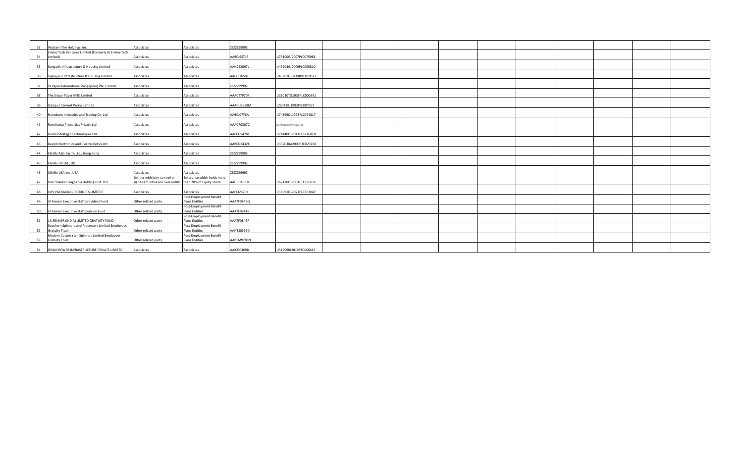| 33 | Western Tire Holdings. Inc. | Associates | Associates | ZZZZZ9999Z | | | | | | | | | | | |
|---|---|---|---|---|---|---|---|---|---|---|---|---|---|---|---|
| 34 | Enviro Tech Ventures Limited (Formerly JK Enviro-Tech Limited) | Associates | Associates | AABCJ9571F | U73100GJ2007PLC075963 | | | | | | | | | | |
| 35 | Songadh Infrastructure & Housing Limited | Associates | Associates | AANCS2597L | U45203GJ2009PLC055810 | | | | | | | | | | |
| 36 | Jaykaypur Infrastructure & Housing Limited | Associates | Associates | AACCJ2050L | U45201OR2008PLC010523 | | | | | | | | | | |
| 37 | JK Paper International (Singapore) Pte. Limited | Associates | Associates | ZZZZZ9999Z | | | | | | | | | | | |
| 38 | The Sirpur Paper Mills Limited | Associates | Associates | AAACT7970R | U21010TG1938PLC000591 | | | | | | | | | | |
| 39 | Udaipur Cement Works Limited | Associates | Associates | AAACU8858M | L26943RJ1993PLC007267 | | | | | | | | | | |
| 40 | Hansdeep Industries and Trading Co. Ltd | Associates | Associates | AABCJ0776A | U74899DL1993PLC054817 | | | | | | | | | | |
| 41 | Ram Kanta Properties Private Ltd | Associates | Associates | AAACR0307C | U74999DL1990PTC232116 | | | | | | | | | | |
| 42 | Global Strategic Technologies Ltd | Associates | Associates | AAECG5478K | U74140DL2011PLC216818 | | | | | | | | | | |
| 43 | Deepti Electronics and Electro Optics Ltd | Associates | Associates | AABCD2432K | U33203KA2000PTC027238 | | | | | | | | | | |
| 44 | CliniRx Asia Pacific Ltd., Hong Kong | Associates | Associates | ZZZZZ9999Z | | | | | | | | | | | |
| 45 | CliniRx UK Ltd., UK | Associates | Associates | ZZZZZ9999Z | | | | | | | | | | | |
| 46 | CliniRx USA Inc., USA | Associates | Associates | ZZZZZ9999Z | | | | | | | | | | | |
| 47 | Hari Shankar Singhania Holdings Pvt. Ltd. | Entities with joint control or significant influence over entity | Enterprise which holds more than 20% of Equity Share | AADCH4633C | U67120DL2004PTC126956 | | | | | | | | | | |
| 48 | JKPL PACKAGING PRODUCTS LIMITED | Associates | Associates | AAFCJ2373K | U36991DL2021PLC383047 | | | | | | | | | | |
| 49 | JK Fenner Executive staff provident Fund | Other related party | Post-Employment Benefit Plans Entities | AAATF0845Q | | | | | | | | | | | |
| 50 | JK Fenner Executive staff pension Fund | Other related party | Post-Employment Benefit Plans Entities | AAATF0844R | | | | | | | | | | | |
| 51 | J.K.FENNER (INDIA) LIMITED GRATUITY FUND | Other related party | Post-Employment Benefit Plans Entities | AAATF0846P | | | | | | | | | | | |
| 52 | Southern Spinners and Processors Limited Employees Gratuity Trust | Other related party | Post-Employment Benefit Plans Entities | AAHTS0399D | | | | | | | | | | | |
| 53 | Modern Cotton Yarn Spinners Limited Employees Gratuity Trust | Other related party | Post-Employment Benefit Plans Entities | AABTM9788N | | | | | | | | | | | |
| 54 | GRAM POWER INFRASTRUCTURE PRIVATE LIMITED | Associates | Associates | AAICG0369D | U51909RJ2019PTC066645 | | | | | | | | | | |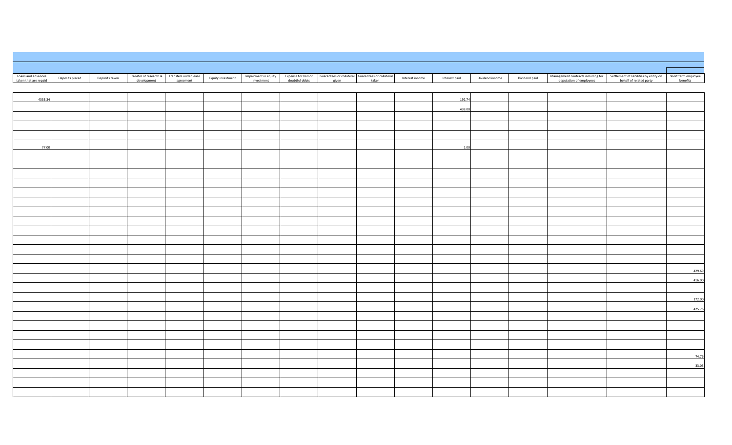| Loans and advances taken that are repaid | Deposits placed | Deposits taken | Transfer of research & development | Transfers under lease agreement | Equity investment | Impairment in equity investment | Expense for bad or doubtful debts | Guarantees or collateral given | Guarantees or collateral taken | Interest income | Interest paid | Dividend income | Dividend paid | Management contracts including for deputation of employees | Settlement of liabilities by entity on behalf of related party | Short term employee benefits |
|---|---|---|---|---|---|---|---|---|---|---|---|---|---|---|---|---|
| 4333.34 | | | | | | | | | | | 192.74 | | | | | |
| | | | | | | | | | | | 438.00 | | | | | |
| | | | | | | | | | | | | | | | | |
| | | | | | | | | | | | | | | | | |
| | | | | | | | | | | | | | | | | |
| 77.00 | | | | | | | | | | | 1.00 | | | | | |
| | | | | | | | | | | | | | | | | |
| | | | | | | | | | | | | | | | | |
| | | | | | | | | | | | | | | | | |
| | | | | | | | | | | | | | | | | |
| | | | | | | | | | | | | | | | | |
| | | | | | | | | | | | | | | | | |
| | | | | | | | | | | | | | | | | |
| | | | | | | | | | | | | | | | | |
| | | | | | | | | | | | | | | | | |
| | | | | | | | | | | | | | | | | |
| | | | | | | | | | | | | | | | | |
| | | | | | | | | | | | | | | | | |
| | | | | | | | | | | | | | | | | 429.69 |
| | | | | | | | | | | | | | | | | 416.00 |
| | | | | | | | | | | | | | | | | |
| | | | | | | | | | | | | | | | | 172.00 |
| | | | | | | | | | | | | | | | | 425.76 |
| | | | | | | | | | | | | | | | | |
| | | | | | | | | | | | | | | | | |
| | | | | | | | | | | | | | | | | |
| | | | | | | | | | | | | | | | | |
| | | | | | | | | | | | | | | | | 74.76 |
| | | | | | | | | | | | | | | | | 33.03 |
| | | | | | | | | | | | | | | | | |
| | | | | | | | | | | | | | | | | |
| | | | | | | | | | | | | | | | | |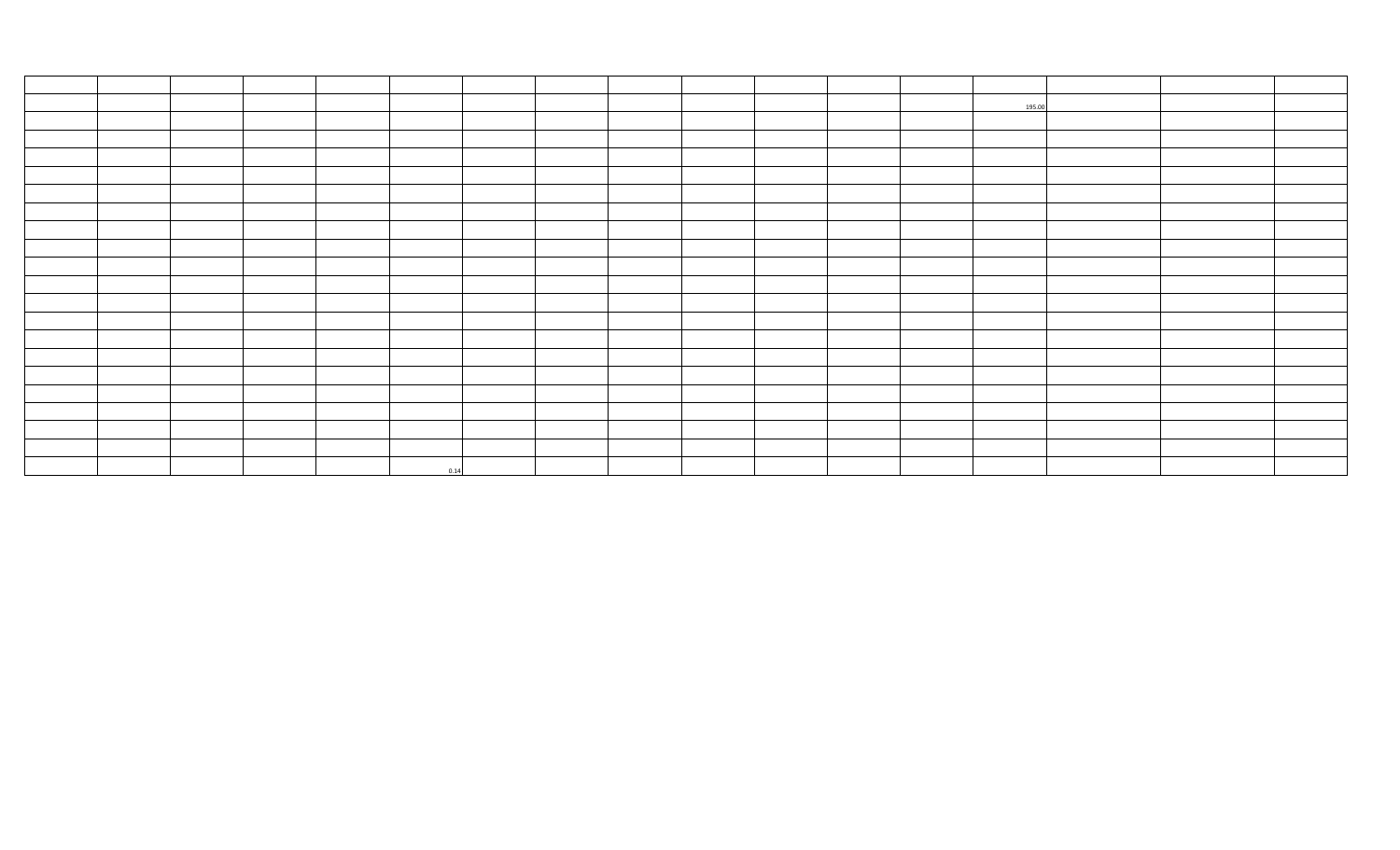| | | | | | | | | | | | | | | | | |
|---|---|---|---|---|---|---|---|---|---|---|---|---|---|---|---|---|
| | | | | | | | | | | | | | 195.00 | | | |
| | | | | | | | | | | | | | | | | |
| | | | | | | | | | | | | | | | | |
| | | | | | | | | | | | | | | | | |
| | | | | | | | | | | | | | | | | |
| | | | | | | | | | | | | | | | | |
| | | | | | | | | | | | | | | | | |
| | | | | | | | | | | | | | | | | |
| | | | | | | | | | | | | | | | | |
| | | | | | | | | | | | | | | | | |
| | | | | | | | | | | | | | | | | |
| | | | | | | | | | | | | | | | | |
| | | | | | | | | | | | | | | | | |
| | | | | | | | | | | | | | | | | |
| | | | | | | | | | | | | | | | | |
| | | | | | | | | | | | | | | | | |
| | | | | | | | | | | | | | | | | |
| | | | | | | | | | | | | | | | | |
| | | | | | | | | | | | | | | | | |
| | | | | | | | | | | | | | | | | |
| | | | | | 0.14 | | | | | | | | | | | |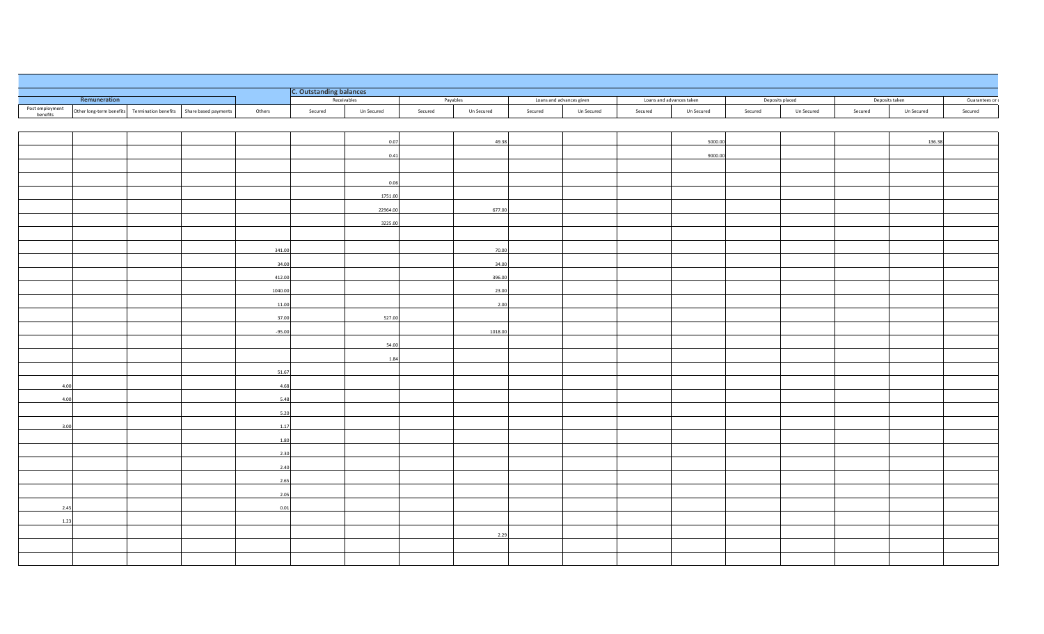| Remuneration | | | | | C. Outstanding balances | | | | | | | | | | | | |
|---|---|---|---|---|---|---|---|---|---|---|---|---|---|---|---|---|---|
| | | | | | Receivables | | Payables | | Loans and advances given | | Loans and advances taken | | Deposits placed | | Deposits taken | | Guarantees or c |
| Post employment benefits | Other long-term benefits | Termination benefits | Share based payments | Others | Secured | Un Secured | Secured | Un Secured | Secured | Un Secured | Secured | Un Secured | Secured | Un Secured | Secured | Un Secured | Secured |
| | | | | | | 0.07 | | 49.38 | | | | 5000.00 | | | | 136.38 | |
| | | | | | | 0.41 | | | | | | 9000.00 | | | | | |
| | | | | | | | | | | | | | | | | | |
| | | | | | | 0.06 | | | | | | | | | | | |
| | | | | | | 1751.00 | | | | | | | | | | | |
| | | | | | | 22964.00 | | 677.00 | | | | | | | | | |
| | | | | | | 3225.00 | | | | | | | | | | | |
| | | | | | | | | | | | | | | | | | |
| | | | | 341.00 | | | | 70.00 | | | | | | | | | |
| | | | | 34.00 | | | | 34.00 | | | | | | | | | |
| | | | | 412.00 | | | | 396.00 | | | | | | | | | |
| | | | | 1040.00 | | | | 23.00 | | | | | | | | | |
| | | | | 11.00 | | | | 2.00 | | | | | | | | | |
| | | | | 37.00 | | 527.00 | | | | | | | | | | | |
| | | | | -95.00 | | | | 1018.00 | | | | | | | | | |
| | | | | | | 54.00 | | | | | | | | | | | |
| | | | | | | 1.84 | | | | | | | | | | | |
| | | | | 51.67 | | | | | | | | | | | | | |
| 4.00 | | | | 4.68 | | | | | | | | | | | | | |
| 4.00 | | | | 5.48 | | | | | | | | | | | | | |
| | | | | 5.20 | | | | | | | | | | | | | |
| 3.00 | | | | 1.17 | | | | | | | | | | | | | |
| | | | | 1.80 | | | | | | | | | | | | | |
| | | | | 2.30 | | | | | | | | | | | | | |
| | | | | 2.40 | | | | | | | | | | | | | |
| | | | | 2.65 | | | | | | | | | | | | | |
| | | | | 2.05 | | | | | | | | | | | | | |
| 2.45 | | | | 0.01 | | | | | | | | | | | | | |
| 1.23 | | | | | | | | | | | | | | | | | |
| | | | | | | | | 2.29 | | | | | | | | | |
| | | | | | | | | | | | | | | | | | |
| | | | | | | | | | | | | | | | | | |